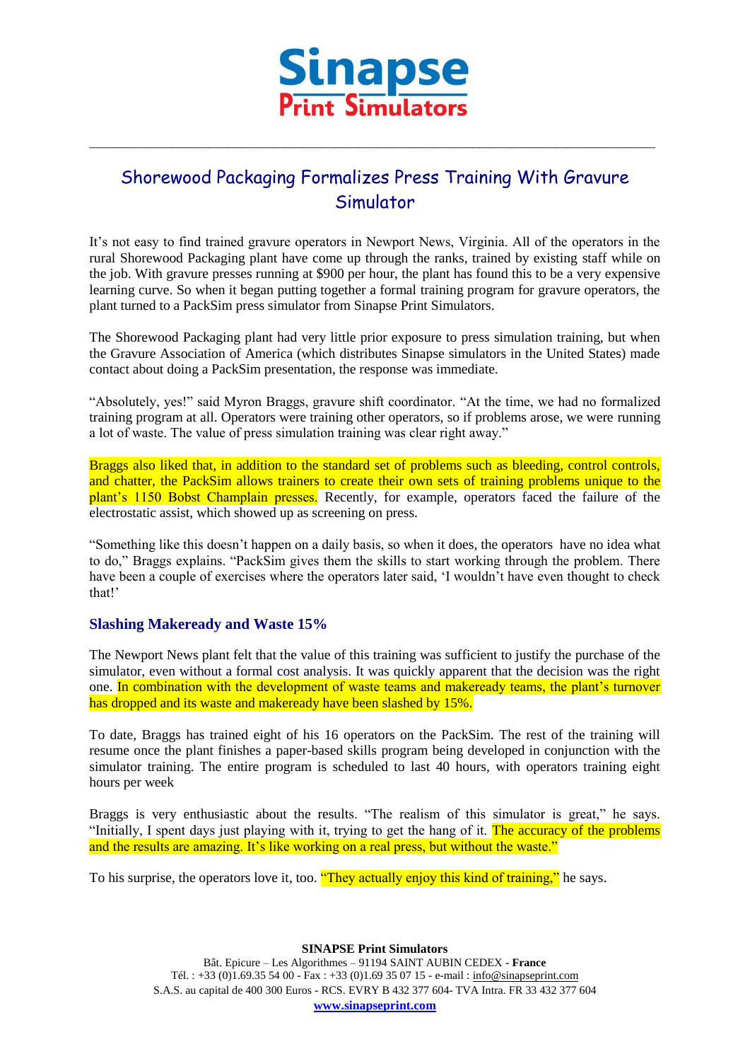# Sinapse Print Simulators

## Shorewood Packaging Formalizes Press Training With Gravure Simulator

It's not easy to find trained gravure operators in Newport News, Virginia. All of the operators in the rural Shorewood Packaging plant have come up through the ranks, trained by existing staff while on the job. With gravure presses running at $900 per hour, the plant has found this to be a very expensive learning curve. So when it began putting together a formal training program for gravure operators, the plant turned to a PackSim press simulator from Sinapse Print Simulators.

The Shorewood Packaging plant had very little prior exposure to press simulation training, but when the Gravure Association of America (which distributes Sinapse simulators in the United States) made contact about doing a PackSim presentation, the response was immediate.

"Absolutely, yes!" said Myron Braggs, gravure shift coordinator. "At the time, we had no formalized training program at all. Operators were training other operators, so if problems arose, we were running a lot of waste. The value of press simulation training was clear right away."

Braggs also liked that, in addition to the standard set of problems such as bleeding, control controls, and chatter, the PackSim allows trainers to create their own sets of training problems unique to the plant's 1150 Bobst Champlain presses. Recently, for example, operators faced the failure of the electrostatic assist, which showed up as screening on press.

"Something like this doesn't happen on a daily basis, so when it does, the operators have no idea what to do," Braggs explains. "PackSim gives them the skills to start working through the problem. There have been a couple of exercises where the operators later said, 'I wouldn't have even thought to check that!'

### Slashing Makeready and Waste 15%

The Newport News plant felt that the value of this training was sufficient to justify the purchase of the simulator, even without a formal cost analysis. It was quickly apparent that the decision was the right one. In combination with the development of waste teams and makeready teams, the plant's turnover has dropped and its waste and makeready have been slashed by 15%.

To date, Braggs has trained eight of his 16 operators on the PackSim. The rest of the training will resume once the plant finishes a paper-based skills program being developed in conjunction with the simulator training. The entire program is scheduled to last 40 hours, with operators training eight hours per week

Braggs is very enthusiastic about the results. "The realism of this simulator is great," he says. "Initially, I spent days just playing with it, trying to get the hang of it. The accuracy of the problems and the results are amazing. It's like working on a real press, but without the waste."

To his surprise, the operators love it, too. "They actually enjoy this kind of training," he says.

**SINAPSE Print Simulators**
Bât. Epicure – Les Algorithmes – 91194 SAINT AUBIN CEDEX - **France**
Tél. : +33 (0)1.69.35 54 00 - Fax : +33 (0)1.69 35 07 15 - e-mail : info@sinapseprint.com
S.A.S. au capital de 400 300 Euros - RCS. EVRY B 432 377 604- TVA Intra. FR 33 432 377 604
**www.sinapseprint.com**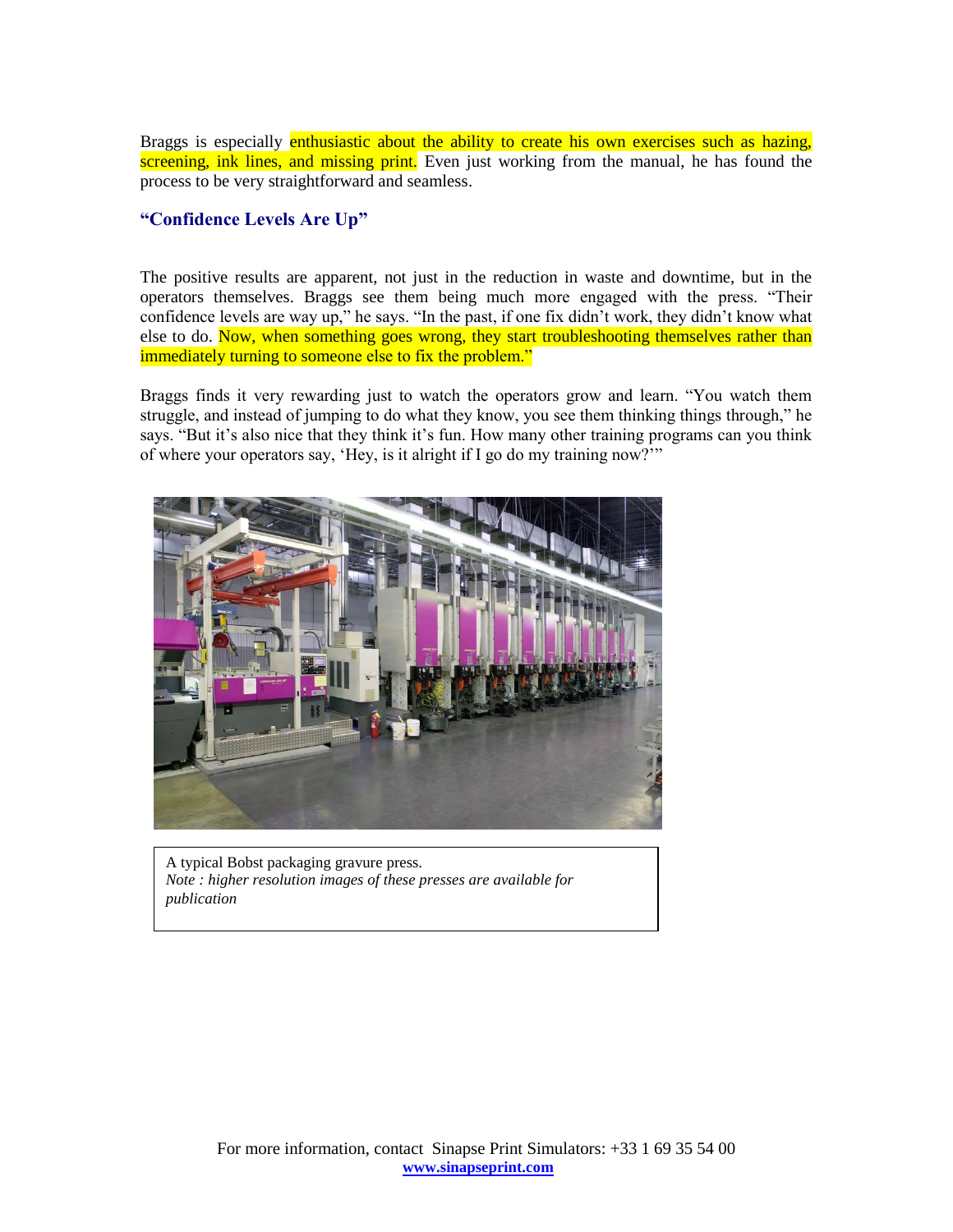Braggs is especially enthusiastic about the ability to create his own exercises such as hazing, screening, ink lines, and missing print. Even just working from the manual, he has found the process to be very straightforward and seamless.

### "Confidence Levels Are Up"

The positive results are apparent, not just in the reduction in waste and downtime, but in the operators themselves. Braggs see them being much more engaged with the press. "Their confidence levels are way up," he says. "In the past, if one fix didn't work, they didn't know what else to do. Now, when something goes wrong, they start troubleshooting themselves rather than immediately turning to someone else to fix the problem."

Braggs finds it very rewarding just to watch the operators grow and learn. "You watch them struggle, and instead of jumping to do what they know, you see them thinking things through," he says. "But it's also nice that they think it's fun. How many other training programs can you think of where your operators say, 'Hey, is it alright if I go do my training now?'"

A typical Bobst packaging gravure press.
*Note : higher resolution images of these presses are available for publication*

For more information, contact Sinapse Print Simulators: +33 1 69 35 54 00
**www.sinapseprint.com**